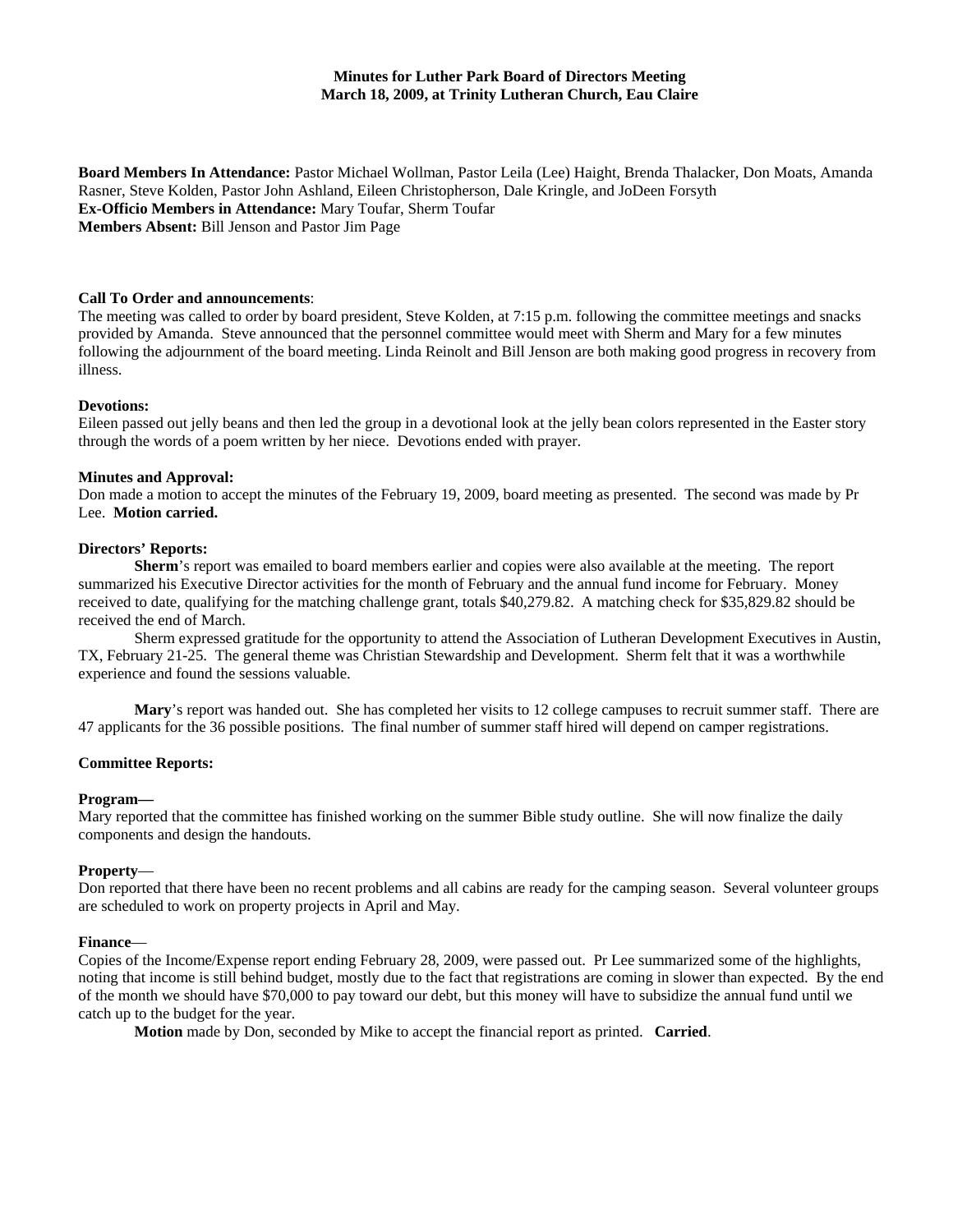**Minutes for Luther Park Board of Directors Meeting**
**March 18, 2009, at Trinity Lutheran Church, Eau Claire**

**Board Members In Attendance:** Pastor Michael Wollman, Pastor Leila (Lee) Haight, Brenda Thalacker, Don Moats, Amanda Rasner, Steve Kolden, Pastor John Ashland, Eileen Christopherson, Dale Kringle, and JoDeen Forsyth
**Ex-Officio Members in Attendance:** Mary Toufar, Sherm Toufar
**Members Absent:** Bill Jenson and Pastor Jim Page

**Call To Order and announcements**:
The meeting was called to order by board president, Steve Kolden, at 7:15 p.m. following the committee meetings and snacks provided by Amanda. Steve announced that the personnel committee would meet with Sherm and Mary for a few minutes following the adjournment of the board meeting. Linda Reinolt and Bill Jenson are both making good progress in recovery from illness.

**Devotions:**
Eileen passed out jelly beans and then led the group in a devotional look at the jelly bean colors represented in the Easter story through the words of a poem written by her niece. Devotions ended with prayer.

**Minutes and Approval:**
Don made a motion to accept the minutes of the February 19, 2009, board meeting as presented. The second was made by Pr Lee. **Motion carried.**

**Directors' Reports:**
**Sherm**'s report was emailed to board members earlier and copies were also available at the meeting. The report summarized his Executive Director activities for the month of February and the annual fund income for February. Money received to date, qualifying for the matching challenge grant, totals $40,279.82. A matching check for $35,829.82 should be received the end of March.

Sherm expressed gratitude for the opportunity to attend the Association of Lutheran Development Executives in Austin, TX, February 21-25. The general theme was Christian Stewardship and Development. Sherm felt that it was a worthwhile experience and found the sessions valuable.

**Mary**'s report was handed out. She has completed her visits to 12 college campuses to recruit summer staff. There are 47 applicants for the 36 possible positions. The final number of summer staff hired will depend on camper registrations.

**Committee Reports:**

**Program—**
Mary reported that the committee has finished working on the summer Bible study outline. She will now finalize the daily components and design the handouts.

**Property**—
Don reported that there have been no recent problems and all cabins are ready for the camping season. Several volunteer groups are scheduled to work on property projects in April and May.

**Finance**—
Copies of the Income/Expense report ending February 28, 2009, were passed out. Pr Lee summarized some of the highlights, noting that income is still behind budget, mostly due to the fact that registrations are coming in slower than expected. By the end of the month we should have $70,000 to pay toward our debt, but this money will have to subsidize the annual fund until we catch up to the budget for the year.

**Motion** made by Don, seconded by Mike to accept the financial report as printed. **Carried**.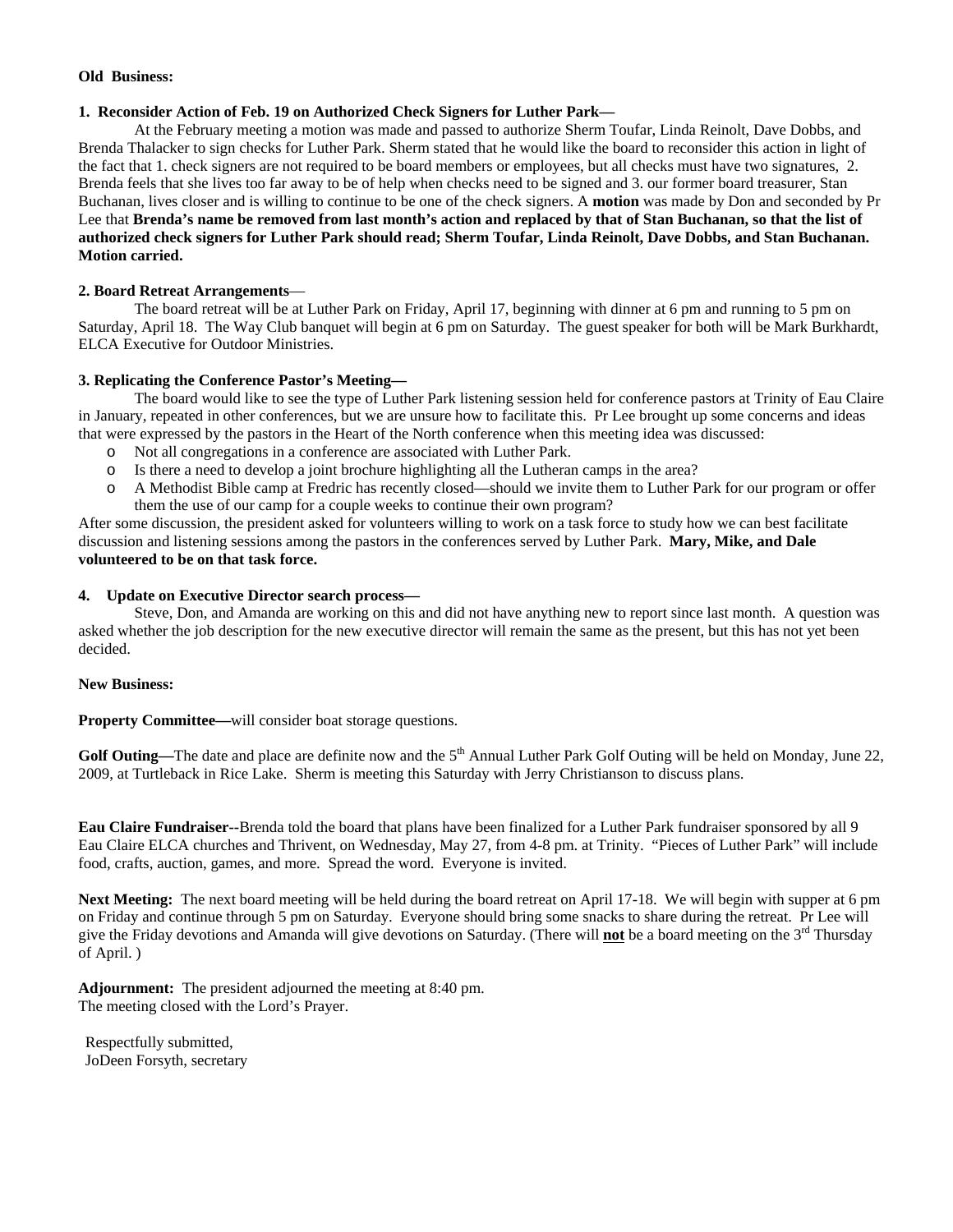**Old Business:**

**1. Reconsider Action of Feb. 19 on Authorized Check Signers for Luther Park—**

At the February meeting a motion was made and passed to authorize Sherm Toufar, Linda Reinolt, Dave Dobbs, and Brenda Thalacker to sign checks for Luther Park. Sherm stated that he would like the board to reconsider this action in light of the fact that 1. check signers are not required to be board members or employees, but all checks must have two signatures, 2. Brenda feels that she lives too far away to be of help when checks need to be signed and 3. our former board treasurer, Stan Buchanan, lives closer and is willing to continue to be one of the check signers. A **motion** was made by Don and seconded by Pr Lee that **Brenda's name be removed from last month's action and replaced by that of Stan Buchanan, so that the list of authorized check signers for Luther Park should read; Sherm Toufar, Linda Reinolt, Dave Dobbs, and Stan Buchanan. Motion carried.**

**2. Board Retreat Arrangements**—

The board retreat will be at Luther Park on Friday, April 17, beginning with dinner at 6 pm and running to 5 pm on Saturday, April 18. The Way Club banquet will begin at 6 pm on Saturday. The guest speaker for both will be Mark Burkhardt, ELCA Executive for Outdoor Ministries.

**3. Replicating the Conference Pastor's Meeting—**

The board would like to see the type of Luther Park listening session held for conference pastors at Trinity of Eau Claire in January, repeated in other conferences, but we are unsure how to facilitate this. Pr Lee brought up some concerns and ideas that were expressed by the pastors in the Heart of the North conference when this meeting idea was discussed:

- Not all congregations in a conference are associated with Luther Park.
- Is there a need to develop a joint brochure highlighting all the Lutheran camps in the area?
- A Methodist Bible camp at Fredric has recently closed—should we invite them to Luther Park for our program or offer them the use of our camp for a couple weeks to continue their own program?

After some discussion, the president asked for volunteers willing to work on a task force to study how we can best facilitate discussion and listening sessions among the pastors in the conferences served by Luther Park. **Mary, Mike, and Dale volunteered to be on that task force.**

**4. Update on Executive Director search process—**

Steve, Don, and Amanda are working on this and did not have anything new to report since last month. A question was asked whether the job description for the new executive director will remain the same as the present, but this has not yet been decided.

**New Business:**

**Property Committee—**will consider boat storage questions.

**Golf Outing—**The date and place are definite now and the 5th Annual Luther Park Golf Outing will be held on Monday, June 22, 2009, at Turtleback in Rice Lake. Sherm is meeting this Saturday with Jerry Christianson to discuss plans.

**Eau Claire Fundraiser--**Brenda told the board that plans have been finalized for a Luther Park fundraiser sponsored by all 9 Eau Claire ELCA churches and Thrivent, on Wednesday, May 27, from 4-8 pm. at Trinity. "Pieces of Luther Park" will include food, crafts, auction, games, and more. Spread the word. Everyone is invited.

**Next Meeting:** The next board meeting will be held during the board retreat on April 17-18. We will begin with supper at 6 pm on Friday and continue through 5 pm on Saturday. Everyone should bring some snacks to share during the retreat. Pr Lee will give the Friday devotions and Amanda will give devotions on Saturday. (There will **not** be a board meeting on the 3rd Thursday of April. )

**Adjournment:** The president adjourned the meeting at 8:40 pm.
The meeting closed with the Lord's Prayer.

Respectfully submitted,
JoDeen Forsyth, secretary